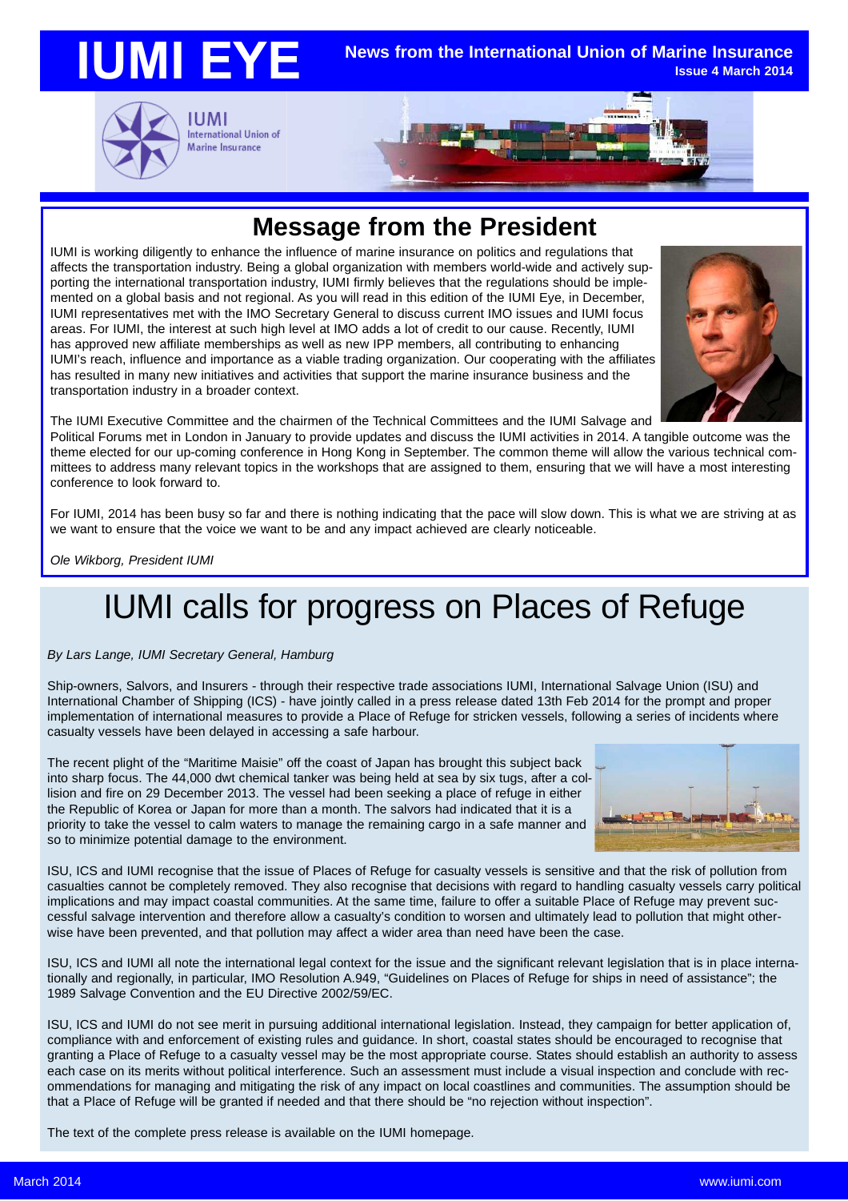# IUMI EYE

**News from the International Union of Marine Insurance**
**Issue 4 March 2014**

IUMI
International Union of Marine Insurance

## Message from the President

IUMI is working diligently to enhance the influence of marine insurance on politics and regulations that affects the transportation industry. Being a global organization with members world-wide and actively supporting the international transportation industry, IUMI firmly believes that the regulations should be implemented on a global basis and not regional. As you will read in this edition of the IUMI Eye, in December, IUMI representatives met with the IMO Secretary General to discuss current IMO issues and IUMI focus areas. For IUMI, the interest at such high level at IMO adds a lot of credit to our cause. Recently, IUMI has approved new affiliate memberships as well as new IPP members, all contributing to enhancing IUMI's reach, influence and importance as a viable trading organization. Our cooperating with the affiliates has resulted in many new initiatives and activities that support the marine insurance business and the transportation industry in a broader context.

The IUMI Executive Committee and the chairmen of the Technical Committees and the IUMI Salvage and Political Forums met in London in January to provide updates and discuss the IUMI activities in 2014. A tangible outcome was the theme elected for our up-coming conference in Hong Kong in September. The common theme will allow the various technical committees to address many relevant topics in the workshops that are assigned to them, ensuring that we will have a most interesting conference to look forward to.

For IUMI, 2014 has been busy so far and there is nothing indicating that the pace will slow down. This is what we are striving at as we want to ensure that the voice we want to be and any impact achieved are clearly noticeable.

*Ole Wikborg, President IUMI*

# IUMI calls for progress on Places of Refuge

*By Lars Lange, IUMI Secretary General, Hamburg*

Ship-owners, Salvors, and Insurers - through their respective trade associations IUMI, International Salvage Union (ISU) and International Chamber of Shipping (ICS) - have jointly called in a press release dated 13th Feb 2014 for the prompt and proper implementation of international measures to provide a Place of Refuge for stricken vessels, following a series of incidents where casualty vessels have been delayed in accessing a safe harbour.

The recent plight of the "Maritime Maisie" off the coast of Japan has brought this subject back into sharp focus. The 44,000 dwt chemical tanker was being held at sea by six tugs, after a collision and fire on 29 December 2013. The vessel had been seeking a place of refuge in either the Republic of Korea or Japan for more than a month. The salvors had indicated that it is a priority to take the vessel to calm waters to manage the remaining cargo in a safe manner and so to minimize potential damage to the environment.

ISU, ICS and IUMI recognise that the issue of Places of Refuge for casualty vessels is sensitive and that the risk of pollution from casualties cannot be completely removed. They also recognise that decisions with regard to handling casualty vessels carry political implications and may impact coastal communities. At the same time, failure to offer a suitable Place of Refuge may prevent successful salvage intervention and therefore allow a casualty's condition to worsen and ultimately lead to pollution that might otherwise have been prevented, and that pollution may affect a wider area than need have been the case.

ISU, ICS and IUMI all note the international legal context for the issue and the significant relevant legislation that is in place internationally and regionally, in particular, IMO Resolution A.949, "Guidelines on Places of Refuge for ships in need of assistance"; the 1989 Salvage Convention and the EU Directive 2002/59/EC.

ISU, ICS and IUMI do not see merit in pursuing additional international legislation. Instead, they campaign for better application of, compliance with and enforcement of existing rules and guidance. In short, coastal states should be encouraged to recognise that granting a Place of Refuge to a casualty vessel may be the most appropriate course. States should establish an authority to assess each case on its merits without political interference. Such an assessment must include a visual inspection and conclude with recommendations for managing and mitigating the risk of any impact on local coastlines and communities. The assumption should be that a Place of Refuge will be granted if needed and that there should be "no rejection without inspection".

The text of the complete press release is available on the IUMI homepage.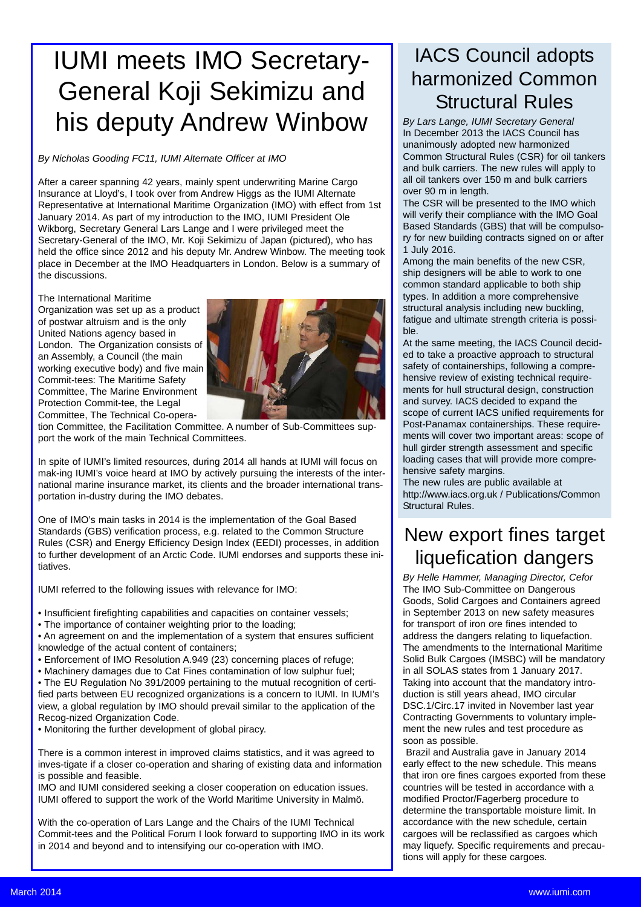# IUMI meets IMO Secretary-General Koji Sekimizu and his deputy Andrew Winbow

*By Nicholas Gooding FC11, IUMI Alternate Officer at IMO*

After a career spanning 42 years, mainly spent underwriting Marine Cargo Insurance at Lloyd's, I took over from Andrew Higgs as the IUMI Alternate Representative at International Maritime Organization (IMO) with effect from 1st January 2014. As part of my introduction to the IMO, IUMI President Ole Wikborg, Secretary General Lars Lange and I were privileged meet the Secretary-General of the IMO, Mr. Koji Sekimizu of Japan (pictured), who has held the office since 2012 and his deputy Mr. Andrew Winbow. The meeting took place in December at the IMO Headquarters in London. Below is a summary of the discussions.

The International Maritime Organization was set up as a product of postwar altruism and is the only United Nations agency based in London. The Organization consists of an Assembly, a Council (the main working executive body) and five main Commit-tees: The Maritime Safety Committee, The Marine Environment Protection Commit-tee, the Legal Committee, The Technical Co-operation Committee, the Facilitation Committee. A number of Sub-Committees support the work of the main Technical Committees.

In spite of IUMI's limited resources, during 2014 all hands at IUMI will focus on mak-ing IUMI's voice heard at IMO by actively pursuing the interests of the international marine insurance market, its clients and the broader international transportation in-dustry during the IMO debates.

One of IMO's main tasks in 2014 is the implementation of the Goal Based Standards (GBS) verification process, e.g. related to the Common Structure Rules (CSR) and Energy Efficiency Design Index (EEDI) processes, in addition to further development of an Arctic Code. IUMI endorses and supports these initiatives.

IUMI referred to the following issues with relevance for IMO:

• Insufficient firefighting capabilities and capacities on container vessels;
• The importance of container weighting prior to the loading;
• An agreement on and the implementation of a system that ensures sufficient knowledge of the actual content of containers;
• Enforcement of IMO Resolution A.949 (23) concerning places of refuge;
• Machinery damages due to Cat Fines contamination of low sulphur fuel;
• The EU Regulation No 391/2009 pertaining to the mutual recognition of certified parts between EU recognized organizations is a concern to IUMI. In IUMI's view, a global regulation by IMO should prevail similar to the application of the Recog-nized Organization Code.
• Monitoring the further development of global piracy.

There is a common interest in improved claims statistics, and it was agreed to inves-tigate if a closer co-operation and sharing of existing data and information is possible and feasible.
IMO and IUMI considered seeking a closer cooperation on education issues. IUMI offered to support the work of the World Maritime University in Malmö.

With the co-operation of Lars Lange and the Chairs of the IUMI Technical Commit-tees and the Political Forum I look forward to supporting IMO in its work in 2014 and beyond and to intensifying our co-operation with IMO.

# IACS Council adopts harmonized Common Structural Rules

*By Lars Lange, IUMI Secretary General*

In December 2013 the IACS Council has unanimously adopted new harmonized Common Structural Rules (CSR) for oil tankers and bulk carriers. The new rules will apply to all oil tankers over 150 m and bulk carriers over 90 m in length.

The CSR will be presented to the IMO which will verify their compliance with the IMO Goal Based Standards (GBS) that will be compulsory for new building contracts signed on or after 1 July 2016.

Among the main benefits of the new CSR, ship designers will be able to work to one common standard applicable to both ship types. In addition a more comprehensive structural analysis including new buckling, fatigue and ultimate strength criteria is possible.

At the same meeting, the IACS Council decided to take a proactive approach to structural safety of containerships, following a comprehensive review of existing technical requirements for hull structural design, construction and survey. IACS decided to expand the scope of current IACS unified requirements for Post-Panamax containerships. These requirements will cover two important areas: scope of hull girder strength assessment and specific loading cases that will provide more comprehensive safety margins.

The new rules are public available at http://www.iacs.org.uk / Publications/Common Structural Rules.

# New export fines target liquefication dangers

*By Helle Hammer, Managing Director, Cefor*

The IMO Sub-Committee on Dangerous Goods, Solid Cargoes and Containers agreed in September 2013 on new safety measures for transport of iron ore fines intended to address the dangers relating to liquefaction. The amendments to the International Maritime Solid Bulk Cargoes (IMSBC) will be mandatory in all SOLAS states from 1 January 2017. Taking into account that the mandatory introduction is still years ahead, IMO circular DSC.1/Circ.17 invited in November last year Contracting Governments to voluntary implement the new rules and test procedure as soon as possible.

Brazil and Australia gave in January 2014 early effect to the new schedule. This means that iron ore fines cargoes exported from these countries will be tested in accordance with a modified Proctor/Fagerberg procedure to determine the transportable moisture limit. In accordance with the new schedule, certain cargoes will be reclassified as cargoes which may liquefy. Specific requirements and precautions will apply for these cargoes.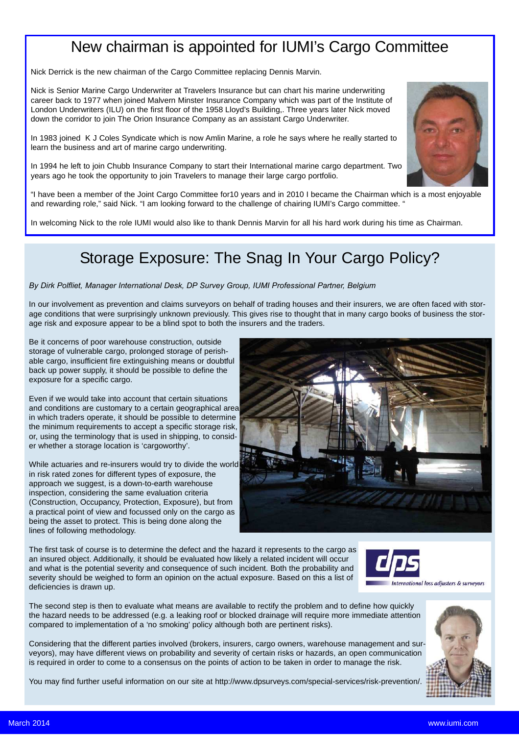# New chairman is appointed for IUMI's Cargo Committee

Nick Derrick is the new chairman of the Cargo Committee replacing Dennis Marvin.

Nick is Senior Marine Cargo Underwriter at Travelers Insurance but can chart his marine underwriting career back to 1977 when joined Malvern Minster Insurance Company which was part of the Institute of London Underwriters (ILU) on the first floor of the 1958 Lloyd's Building,. Three years later Nick moved down the corridor to join The Orion Insurance Company as an assistant Cargo Underwriter.

In 1983 joined K J Coles Syndicate which is now Amlin Marine, a role he says where he really started to learn the business and art of marine cargo underwriting.

In 1994 he left to join Chubb Insurance Company to start their International marine cargo department. Two years ago he took the opportunity to join Travelers to manage their large cargo portfolio.

"I have been a member of the Joint Cargo Committee for10 years and in 2010 I became the Chairman which is a most enjoyable and rewarding role," said Nick. "I am looking forward to the challenge of chairing IUMI's Cargo committee. "

In welcoming Nick to the role IUMI would also like to thank Dennis Marvin for all his hard work during his time as Chairman.

# Storage Exposure: The Snag In Your Cargo Policy?

*By Dirk Polfliet, Manager International Desk, DP Survey Group, IUMI Professional Partner, Belgium*

In our involvement as prevention and claims surveyors on behalf of trading houses and their insurers, we are often faced with storage conditions that were surprisingly unknown previously. This gives rise to thought that in many cargo books of business the storage risk and exposure appear to be a blind spot to both the insurers and the traders.

Be it concerns of poor warehouse construction, outside storage of vulnerable cargo, prolonged storage of perishable cargo, insufficient fire extinguishing means or doubtful back up power supply, it should be possible to define the exposure for a specific cargo.

Even if we would take into account that certain situations and conditions are customary to a certain geographical area in which traders operate, it should be possible to determine the minimum requirements to accept a specific storage risk, or, using the terminology that is used in shipping, to consider whether a storage location is 'cargoworthy'.

While actuaries and re-insurers would try to divide the world in risk rated zones for different types of exposure, the approach we suggest, is a down-to-earth warehouse inspection, considering the same evaluation criteria (Construction, Occupancy, Protection, Exposure), but from a practical point of view and focussed only on the cargo as being the asset to protect. This is being done along the lines of following methodology.

The first task of course is to determine the defect and the hazard it represents to the cargo as an insured object. Additionally, it should be evaluated how likely a related incident will occur and what is the potential severity and consequence of such incident. Both the probability and severity should be weighed to form an opinion on the actual exposure. Based on this a list of deficiencies is drawn up.

dps International loss adjusters & surveyors

The second step is then to evaluate what means are available to rectify the problem and to define how quickly the hazard needs to be addressed (e.g. a leaking roof or blocked drainage will require more immediate attention compared to implementation of a 'no smoking' policy although both are pertinent risks).

Considering that the different parties involved (brokers, insurers, cargo owners, warehouse management and surveyors), may have different views on probability and severity of certain risks or hazards, an open communication is required in order to come to a consensus on the points of action to be taken in order to manage the risk.

You may find further useful information on our site at http://www.dpsurveys.com/special-services/risk-prevention/.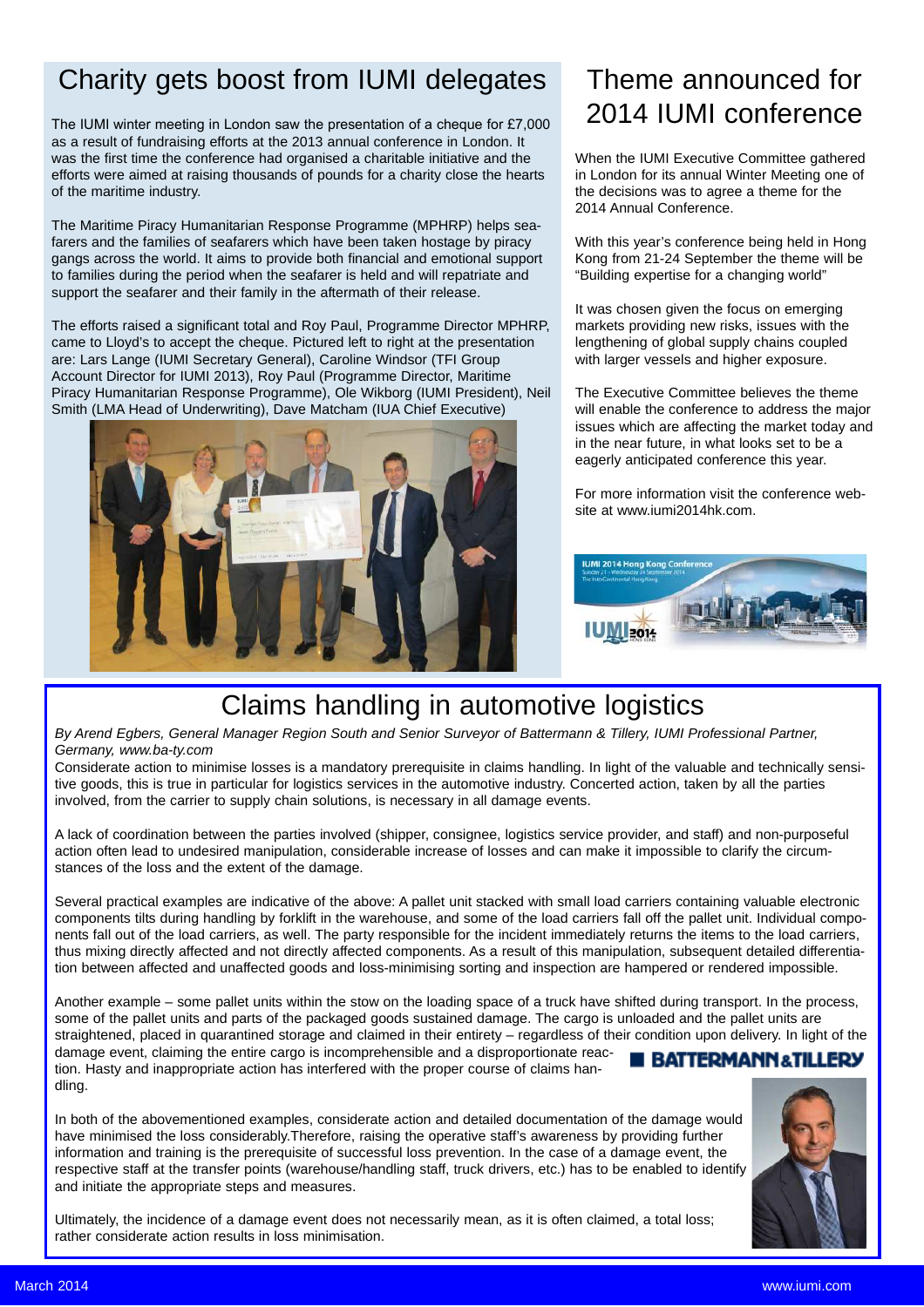## Charity gets boost from IUMI delegates

The IUMI winter meeting in London saw the presentation of a cheque for £7,000 as a result of fundraising efforts at the 2013 annual conference in London. It was the first time the conference had organised a charitable initiative and the efforts were aimed at raising thousands of pounds for a charity close the hearts of the maritime industry.

The Maritime Piracy Humanitarian Response Programme (MPHRP) helps seafarers and the families of seafarers which have been taken hostage by piracy gangs across the world. It aims to provide both financial and emotional support to families during the period when the seafarer is held and will repatriate and support the seafarer and their family in the aftermath of their release.

The efforts raised a significant total and Roy Paul, Programme Director MPHRP, came to Lloyd's to accept the cheque. Pictured left to right at the presentation are: Lars Lange (IUMI Secretary General), Caroline Windsor (TFI Group Account Director for IUMI 2013), Roy Paul (Programme Director, Maritime Piracy Humanitarian Response Programme), Ole Wikborg (IUMI President), Neil Smith (LMA Head of Underwriting), Dave Matcham (IUA Chief Executive)

## Theme announced for 2014 IUMI conference

When the IUMI Executive Committee gathered in London for its annual Winter Meeting one of the decisions was to agree a theme for the 2014 Annual Conference.

With this year's conference being held in Hong Kong from 21-24 September the theme will be "Building expertise for a changing world"

It was chosen given the focus on emerging markets providing new risks, issues with the lengthening of global supply chains coupled with larger vessels and higher exposure.

The Executive Committee believes the theme will enable the conference to address the major issues which are affecting the market today and in the near future, in what looks set to be a eagerly anticipated conference this year.

For more information visit the conference website at www.iumi2014hk.com.

## Claims handling in automotive logistics

*By Arend Egbers, General Manager Region South and Senior Surveyor of Battermann & Tillery, IUMI Professional Partner, Germany, www.ba-ty.com*

Considerate action to minimise losses is a mandatory prerequisite in claims handling. In light of the valuable and technically sensitive goods, this is true in particular for logistics services in the automotive industry. Concerted action, taken by all the parties involved, from the carrier to supply chain solutions, is necessary in all damage events.

A lack of coordination between the parties involved (shipper, consignee, logistics service provider, and staff) and non-purposeful action often lead to undesired manipulation, considerable increase of losses and can make it impossible to clarify the circumstances of the loss and the extent of the damage.

Several practical examples are indicative of the above: A pallet unit stacked with small load carriers containing valuable electronic components tilts during handling by forklift in the warehouse, and some of the load carriers fall off the pallet unit. Individual components fall out of the load carriers, as well. The party responsible for the incident immediately returns the items to the load carriers, thus mixing directly affected and not directly affected components. As a result of this manipulation, subsequent detailed differentiation between affected and unaffected goods and loss-minimising sorting and inspection are hampered or rendered impossible.

Another example – some pallet units within the stow on the loading space of a truck have shifted during transport. In the process, some of the pallet units and parts of the packaged goods sustained damage. The cargo is unloaded and the pallet units are straightened, placed in quarantined storage and claimed in their entirety – regardless of their condition upon delivery. In light of the damage event, claiming the entire cargo is incomprehensible and a disproportionate reaction. Hasty and inappropriate action has interfered with the proper course of claims handling.

In both of the abovementioned examples, considerate action and detailed documentation of the damage would have minimised the loss considerably.Therefore, raising the operative staff's awareness by providing further information and training is the prerequisite of successful loss prevention. In the case of a damage event, the respective staff at the transfer points (warehouse/handling staff, truck drivers, etc.) has to be enabled to identify and initiate the appropriate steps and measures.

Ultimately, the incidence of a damage event does not necessarily mean, as it is often claimed, a total loss; rather considerate action results in loss minimisation.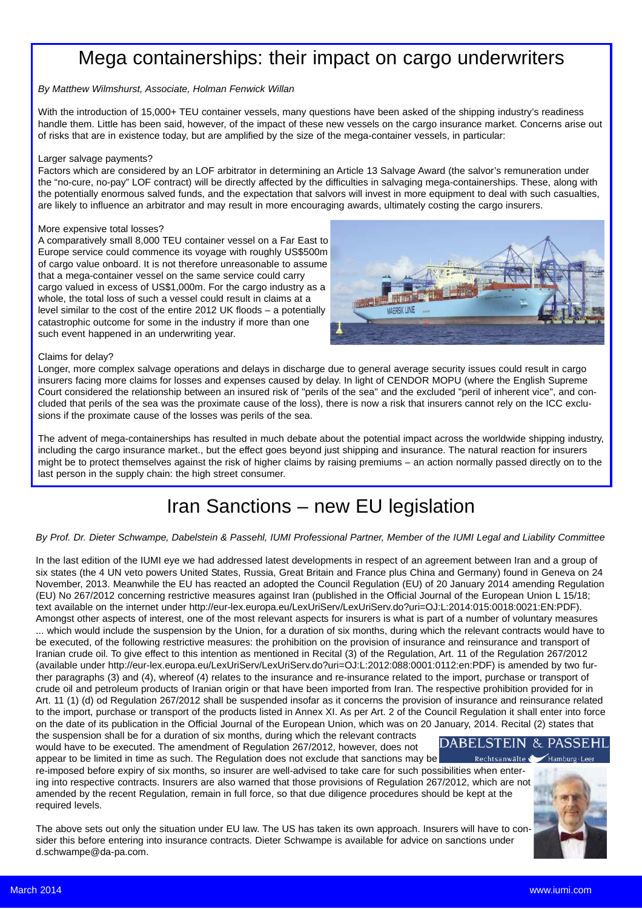# Mega containerships: their impact on cargo underwriters

*By Matthew Wilmshurst, Associate, Holman Fenwick Willan*

With the introduction of 15,000+ TEU container vessels, many questions have been asked of the shipping industry's readiness handle them. Little has been said, however, of the impact of these new vessels on the cargo insurance market. Concerns arise out of risks that are in existence today, but are amplified by the size of the mega-container vessels, in particular:

Larger salvage payments?

Factors which are considered by an LOF arbitrator in determining an Article 13 Salvage Award (the salvor's remuneration under the "no-cure, no-pay" LOF contract) will be directly affected by the difficulties in salvaging mega-containerships. These, along with the potentially enormous salved funds, and the expectation that salvors will invest in more equipment to deal with such casualties, are likely to influence an arbitrator and may result in more encouraging awards, ultimately costing the cargo insurers.

More expensive total losses?

A comparatively small 8,000 TEU container vessel on a Far East to Europe service could commence its voyage with roughly US$500m of cargo value onboard. It is not therefore unreasonable to assume that a mega-container vessel on the same service could carry cargo valued in excess of US$1,000m. For the cargo industry as a whole, the total loss of such a vessel could result in claims at a level similar to the cost of the entire 2012 UK floods – a potentially catastrophic outcome for some in the industry if more than one such event happened in an underwriting year.

Claims for delay?

Longer, more complex salvage operations and delays in discharge due to general average security issues could result in cargo insurers facing more claims for losses and expenses caused by delay. In light of CENDOR MOPU (where the English Supreme Court considered the relationship between an insured risk of "perils of the sea" and the excluded "peril of inherent vice", and concluded that perils of the sea was the proximate cause of the loss), there is now a risk that insurers cannot rely on the ICC exclusions if the proximate cause of the losses was perils of the sea.

The advent of mega-containerships has resulted in much debate about the potential impact across the worldwide shipping industry, including the cargo insurance market., but the effect goes beyond just shipping and insurance. The natural reaction for insurers might be to protect themselves against the risk of higher claims by raising premiums – an action normally passed directly on to the last person in the supply chain: the high street consumer.

# Iran Sanctions – new EU legislation

*By Prof. Dr. Dieter Schwampe, Dabelstein & Passehl, IUMI Professional Partner, Member of the IUMI Legal and Liability Committee*

In the last edition of the IUMI eye we had addressed latest developments in respect of an agreement between Iran and a group of six states (the 4 UN veto powers United States, Russia, Great Britain and France plus China and Germany) found in Geneva on 24 November, 2013. Meanwhile the EU has reacted an adopted the Council Regulation (EU) of 20 January 2014 amending Regulation (EU) No 267/2012 concerning restrictive measures against Iran (published in the Official Journal of the European Union L 15/18; text available on the internet under http://eur-lex.europa.eu/LexUriServ/LexUriServ.do?uri=OJ:L:2014:015:0018:0021:EN:PDF). Amongst other aspects of interest, one of the most relevant aspects for insurers is what is part of a number of voluntary measures ... which would include the suspension by the Union, for a duration of six months, during which the relevant contracts would have to be executed, of the following restrictive measures: the prohibition on the provision of insurance and reinsurance and transport of Iranian crude oil. To give effect to this intention as mentioned in Recital (3) of the Regulation, Art. 11 of the Regulation 267/2012 (available under http://eur-lex.europa.eu/LexUriServ/LexUriServ.do?uri=OJ:L:2012:088:0001:0112:en:PDF) is amended by two further paragraphs (3) and (4), whereof (4) relates to the insurance and re-insurance related to the import, purchase or transport of crude oil and petroleum products of Iranian origin or that have been imported from Iran. The respective prohibition provided for in Art. 11 (1) (d) od Regulation 267/2012 shall be suspended insofar as it concerns the provision of insurance and reinsurance related to the import, purchase or transport of the products listed in Annex XI. As per Art. 2 of the Council Regulation it shall enter into force on the date of its publication in the Official Journal of the European Union, which was on 20 January, 2014. Recital (2) states that the suspension shall be for a duration of six months, during which the relevant contracts would have to be executed. The amendment of Regulation 267/2012, however, does not appear to be limited in time as such. The Regulation does not exclude that sanctions may be re-imposed before expiry of six months, so insurer are well-advised to take care for such possibilities when entering into respective contracts. Insurers are also warned that those provisions of Regulation 267/2012, which are not amended by the recent Regulation, remain in full force, so that due diligence procedures should be kept at the required levels.

The above sets out only the situation under EU law. The US has taken its own approach. Insurers will have to consider this before entering into insurance contracts. Dieter Schwampe is available for advice on sanctions under d.schwampe@da-pa.com.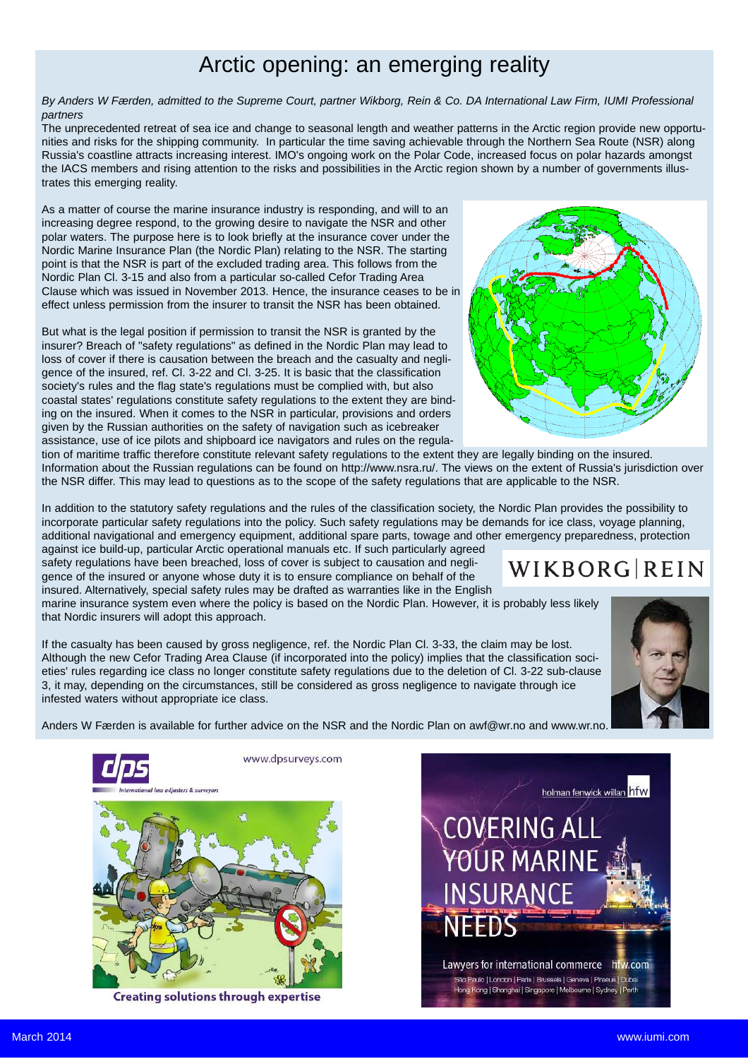# Arctic opening: an emerging reality

*By Anders W Færden, admitted to the Supreme Court, partner Wikborg, Rein & Co. DA International Law Firm, IUMI Professional partners*

The unprecedented retreat of sea ice and change to seasonal length and weather patterns in the Arctic region provide new opportunities and risks for the shipping community. In particular the time saving achievable through the Northern Sea Route (NSR) along Russia's coastline attracts increasing interest. IMO's ongoing work on the Polar Code, increased focus on polar hazards amongst the IACS members and rising attention to the risks and possibilities in the Arctic region shown by a number of governments illustrates this emerging reality.

As a matter of course the marine insurance industry is responding, and will to an increasing degree respond, to the growing desire to navigate the NSR and other polar waters. The purpose here is to look briefly at the insurance cover under the Nordic Marine Insurance Plan (the Nordic Plan) relating to the NSR. The starting point is that the NSR is part of the excluded trading area. This follows from the Nordic Plan Cl. 3-15 and also from a particular so-called Cefor Trading Area Clause which was issued in November 2013. Hence, the insurance ceases to be in effect unless permission from the insurer to transit the NSR has been obtained.

But what is the legal position if permission to transit the NSR is granted by the insurer? Breach of "safety regulations" as defined in the Nordic Plan may lead to loss of cover if there is causation between the breach and the casualty and negligence of the insured, ref. Cl. 3-22 and Cl. 3-25. It is basic that the classification society's rules and the flag state's regulations must be complied with, but also coastal states' regulations constitute safety regulations to the extent they are binding on the insured. When it comes to the NSR in particular, provisions and orders given by the Russian authorities on the safety of navigation such as icebreaker assistance, use of ice pilots and shipboard ice navigators and rules on the regulation of maritime traffic therefore constitute relevant safety regulations to the extent they are legally binding on the insured. Information about the Russian regulations can be found on http://www.nsra.ru/. The views on the extent of Russia's jurisdiction over the NSR differ. This may lead to questions as to the scope of the safety regulations that are applicable to the NSR.

In addition to the statutory safety regulations and the rules of the classification society, the Nordic Plan provides the possibility to incorporate particular safety regulations into the policy. Such safety regulations may be demands for ice class, voyage planning, additional navigational and emergency equipment, additional spare parts, towage and other emergency preparedness, protection against ice build-up, particular Arctic operational manuals etc. If such particularly agreed safety regulations have been breached, loss of cover is subject to causation and negligence of the insured or anyone whose duty it is to ensure compliance on behalf of the insured. Alternatively, special safety rules may be drafted as warranties like in the English marine insurance system even where the policy is based on the Nordic Plan. However, it is probably less likely that Nordic insurers will adopt this approach.

WIKBORG|REIN

If the casualty has been caused by gross negligence, ref. the Nordic Plan Cl. 3-33, the claim may be lost. Although the new Cefor Trading Area Clause (if incorporated into the policy) implies that the classification societies' rules regarding ice class no longer constitute safety regulations due to the deletion of Cl. 3-22 sub-clause 3, it may, depending on the circumstances, still be considered as gross negligence to navigate through ice infested waters without appropriate ice class.

Anders W Færden is available for further advice on the NSR and the Nordic Plan on awf@wr.no and www.wr.no.

dps International loss adjusters & surveyors
www.dpsurveys.com

Creating solutions through expertise

holman fenwick willan hfw

COVERING ALL YOUR MARINE INSURANCE NEEDS

Lawyers for international commerce hfw.com

São Paulo | London | Paris | Brussels | Geneva | Piraeus | Dubai
Hong Kong | Shanghai | Singapore | Melbourne | Sydney | Perth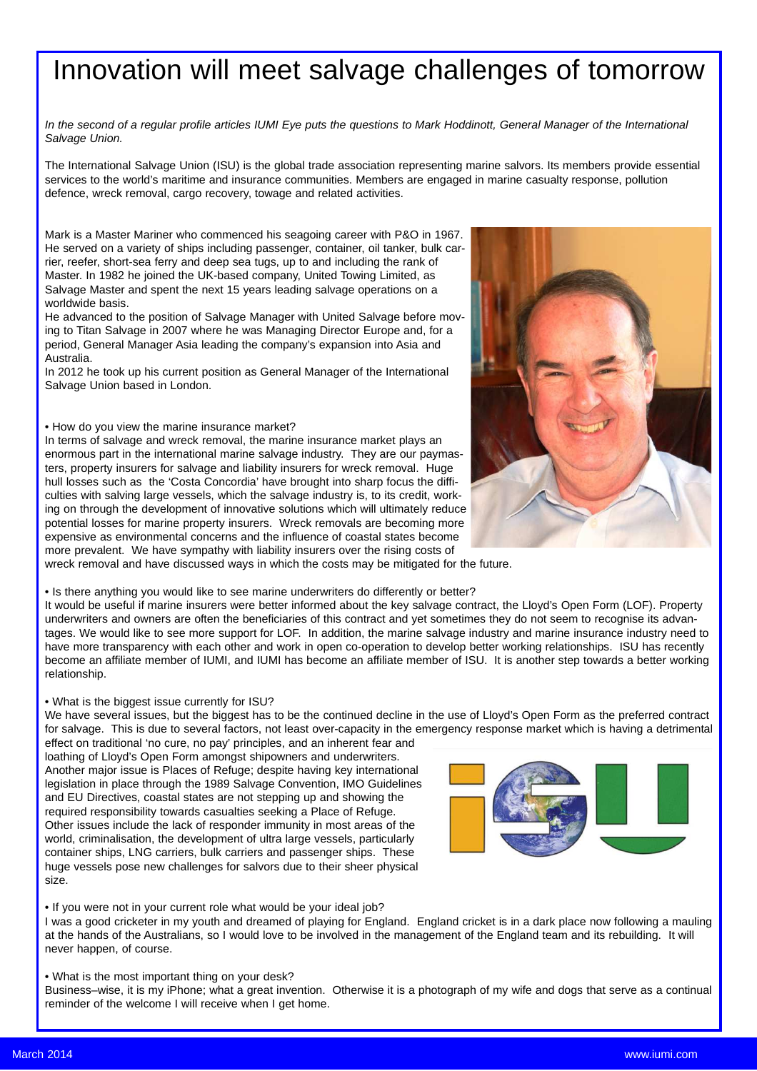# Innovation will meet salvage challenges of tomorrow

*In the second of a regular profile articles IUMI Eye puts the questions to Mark Hoddinott, General Manager of the International Salvage Union.*

The International Salvage Union (ISU) is the global trade association representing marine salvors. Its members provide essential services to the world's maritime and insurance communities. Members are engaged in marine casualty response, pollution defence, wreck removal, cargo recovery, towage and related activities.

Mark is a Master Mariner who commenced his seagoing career with P&O in 1967. He served on a variety of ships including passenger, container, oil tanker, bulk carrier, reefer, short-sea ferry and deep sea tugs, up to and including the rank of Master. In 1982 he joined the UK-based company, United Towing Limited, as Salvage Master and spent the next 15 years leading salvage operations on a worldwide basis.

He advanced to the position of Salvage Manager with United Salvage before moving to Titan Salvage in 2007 where he was Managing Director Europe and, for a period, General Manager Asia leading the company's expansion into Asia and Australia.

In 2012 he took up his current position as General Manager of the International Salvage Union based in London.

• How do you view the marine insurance market?

In terms of salvage and wreck removal, the marine insurance market plays an enormous part in the international marine salvage industry. They are our paymasters, property insurers for salvage and liability insurers for wreck removal. Huge hull losses such as the 'Costa Concordia' have brought into sharp focus the difficulties with salving large vessels, which the salvage industry is, to its credit, working on through the development of innovative solutions which will ultimately reduce potential losses for marine property insurers. Wreck removals are becoming more expensive as environmental concerns and the influence of coastal states become more prevalent. We have sympathy with liability insurers over the rising costs of wreck removal and have discussed ways in which the costs may be mitigated for the future.

• Is there anything you would like to see marine underwriters do differently or better?

It would be useful if marine insurers were better informed about the key salvage contract, the Lloyd's Open Form (LOF). Property underwriters and owners are often the beneficiaries of this contract and yet sometimes they do not seem to recognise its advantages. We would like to see more support for LOF. In addition, the marine salvage industry and marine insurance industry need to have more transparency with each other and work in open co-operation to develop better working relationships. ISU has recently become an affiliate member of IUMI, and IUMI has become an affiliate member of ISU. It is another step towards a better working relationship.

• What is the biggest issue currently for ISU?

We have several issues, but the biggest has to be the continued decline in the use of Lloyd's Open Form as the preferred contract for salvage. This is due to several factors, not least over-capacity in the emergency response market which is having a detrimental effect on traditional 'no cure, no pay' principles, and an inherent fear and loathing of Lloyd's Open Form amongst shipowners and underwriters.

Another major issue is Places of Refuge; despite having key international legislation in place through the 1989 Salvage Convention, IMO Guidelines and EU Directives, coastal states are not stepping up and showing the required responsibility towards casualties seeking a Place of Refuge.

Other issues include the lack of responder immunity in most areas of the world, criminalisation, the development of ultra large vessels, particularly container ships, LNG carriers, bulk carriers and passenger ships. These huge vessels pose new challenges for salvors due to their sheer physical size.

• If you were not in your current role what would be your ideal job?

I was a good cricketer in my youth and dreamed of playing for England. England cricket is in a dark place now following a mauling at the hands of the Australians, so I would love to be involved in the management of the England team and its rebuilding. It will never happen, of course.

• What is the most important thing on your desk?

Business–wise, it is my iPhone; what a great invention. Otherwise it is a photograph of my wife and dogs that serve as a continual reminder of the welcome I will receive when I get home.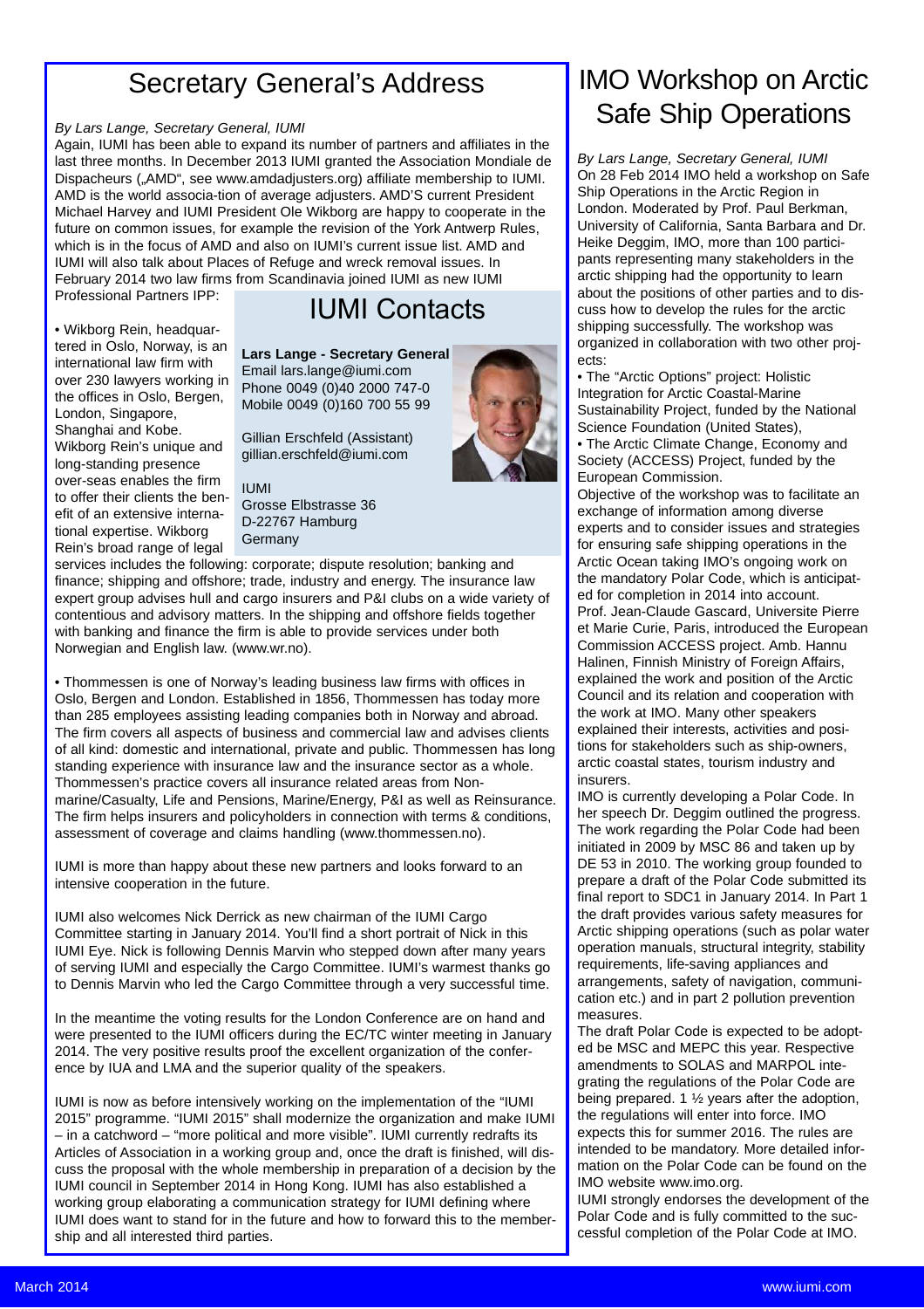# Secretary General's Address

*By Lars Lange, Secretary General, IUMI*

Again, IUMI has been able to expand its number of partners and affiliates in the last three months. In December 2013 IUMI granted the Association Mondiale de Dispacheurs („AMD“, see www.amdadjusters.org) affiliate membership to IUMI. AMD is the world associa-tion of average adjusters. AMD'S current President Michael Harvey and IUMI President Ole Wikborg are happy to cooperate in the future on common issues, for example the revision of the York Antwerp Rules, which is in the focus of AMD and also on IUMI's current issue list. AMD and IUMI will also talk about Places of Refuge and wreck removal issues. In February 2014 two law firms from Scandinavia joined IUMI as new IUMI Professional Partners IPP:

• Wikborg Rein, headquartered in Oslo, Norway, is an international law firm with over 230 lawyers working in the offices in Oslo, Bergen, London, Singapore, Shanghai and Kobe. Wikborg Rein's unique and long-standing presence over-seas enables the firm to offer their clients the benefit of an extensive international expertise. Wikborg Rein's broad range of legal services includes the following: corporate; dispute resolution; banking and finance; shipping and offshore; trade, industry and energy. The insurance law expert group advises hull and cargo insurers and P&I clubs on a wide variety of contentious and advisory matters. In the shipping and offshore fields together with banking and finance the firm is able to provide services under both Norwegian and English law. (www.wr.no).

• Thommessen is one of Norway's leading business law firms with offices in Oslo, Bergen and London. Established in 1856, Thommessen has today more than 285 employees assisting leading companies both in Norway and abroad. The firm covers all aspects of business and commercial law and advises clients of all kind: domestic and international, private and public. Thommessen has long standing experience with insurance law and the insurance sector as a whole. Thommessen's practice covers all insurance related areas from Non-marine/Casualty, Life and Pensions, Marine/Energy, P&I as well as Reinsurance. The firm helps insurers and policyholders in connection with terms & conditions, assessment of coverage and claims handling (www.thommessen.no).

IUMI is more than happy about these new partners and looks forward to an intensive cooperation in the future.

IUMI also welcomes Nick Derrick as new chairman of the IUMI Cargo Committee starting in January 2014. You'll find a short portrait of Nick in this IUMI Eye. Nick is following Dennis Marvin who stepped down after many years of serving IUMI and especially the Cargo Committee. IUMI's warmest thanks go to Dennis Marvin who led the Cargo Committee through a very successful time.

In the meantime the voting results for the London Conference are on hand and were presented to the IUMI officers during the EC/TC winter meeting in January 2014. The very positive results proof the excellent organization of the conference by IUA and LMA and the superior quality of the speakers.

IUMI is now as before intensively working on the implementation of the "IUMI 2015" programme. "IUMI 2015" shall modernize the organization and make IUMI – in a catchword – "more political and more visible". IUMI currently redrafts its Articles of Association in a working group and, once the draft is finished, will discuss the proposal with the whole membership in preparation of a decision by the IUMI council in September 2014 in Hong Kong. IUMI has also established a working group elaborating a communication strategy for IUMI defining where IUMI does want to stand for in the future and how to forward this to the membership and all interested third parties.

## IUMI Contacts

**Lars Lange - Secretary General**
Email lars.lange@iumi.com
Phone 0049 (0)40 2000 747-0
Mobile 0049 (0)160 700 55 99

Gillian Erschfeld (Assistant)
gillian.erschfeld@iumi.com

IUMI
Grosse Elbstrasse 36
D-22767 Hamburg
Germany

# IMO Workshop on Arctic Safe Ship Operations

*By Lars Lange, Secretary General, IUMI*

On 28 Feb 2014 IMO held a workshop on Safe Ship Operations in the Arctic Region in London. Moderated by Prof. Paul Berkman, University of California, Santa Barbara and Dr. Heike Deggim, IMO, more than 100 participants representing many stakeholders in the arctic shipping had the opportunity to learn about the positions of other parties and to discuss how to develop the rules for the arctic shipping successfully. The workshop was organized in collaboration with two other projects:

• The "Arctic Options" project: Holistic Integration for Arctic Coastal-Marine Sustainability Project, funded by the National Science Foundation (United States),
• The Arctic Climate Change, Economy and Society (ACCESS) Project, funded by the European Commission.

Objective of the workshop was to facilitate an exchange of information among diverse experts and to consider issues and strategies for ensuring safe shipping operations in the Arctic Ocean taking IMO's ongoing work on the mandatory Polar Code, which is anticipated for completion in 2014 into account. Prof. Jean-Claude Gascard, Universite Pierre et Marie Curie, Paris, introduced the European Commission ACCESS project. Amb. Hannu Halinen, Finnish Ministry of Foreign Affairs, explained the work and position of the Arctic Council and its relation and cooperation with the work at IMO. Many other speakers explained their interests, activities and positions for stakeholders such as ship-owners, arctic coastal states, tourism industry and insurers.

IMO is currently developing a Polar Code. In her speech Dr. Deggim outlined the progress. The work regarding the Polar Code had been initiated in 2009 by MSC 86 and taken up by DE 53 in 2010. The working group founded to prepare a draft of the Polar Code submitted its final report to SDC1 in January 2014. In Part 1 the draft provides various safety measures for Arctic shipping operations (such as polar water operation manuals, structural integrity, stability requirements, life-saving appliances and arrangements, safety of navigation, communication etc.) and in part 2 pollution prevention measures.

The draft Polar Code is expected to be adopted be MSC and MEPC this year. Respective amendments to SOLAS and MARPOL integrating the regulations of the Polar Code are being prepared. 1 ½ years after the adoption, the regulations will enter into force. IMO expects this for summer 2016. The rules are intended to be mandatory. More detailed information on the Polar Code can be found on the IMO website www.imo.org.

IUMI strongly endorses the development of the Polar Code and is fully committed to the successful completion of the Polar Code at IMO.